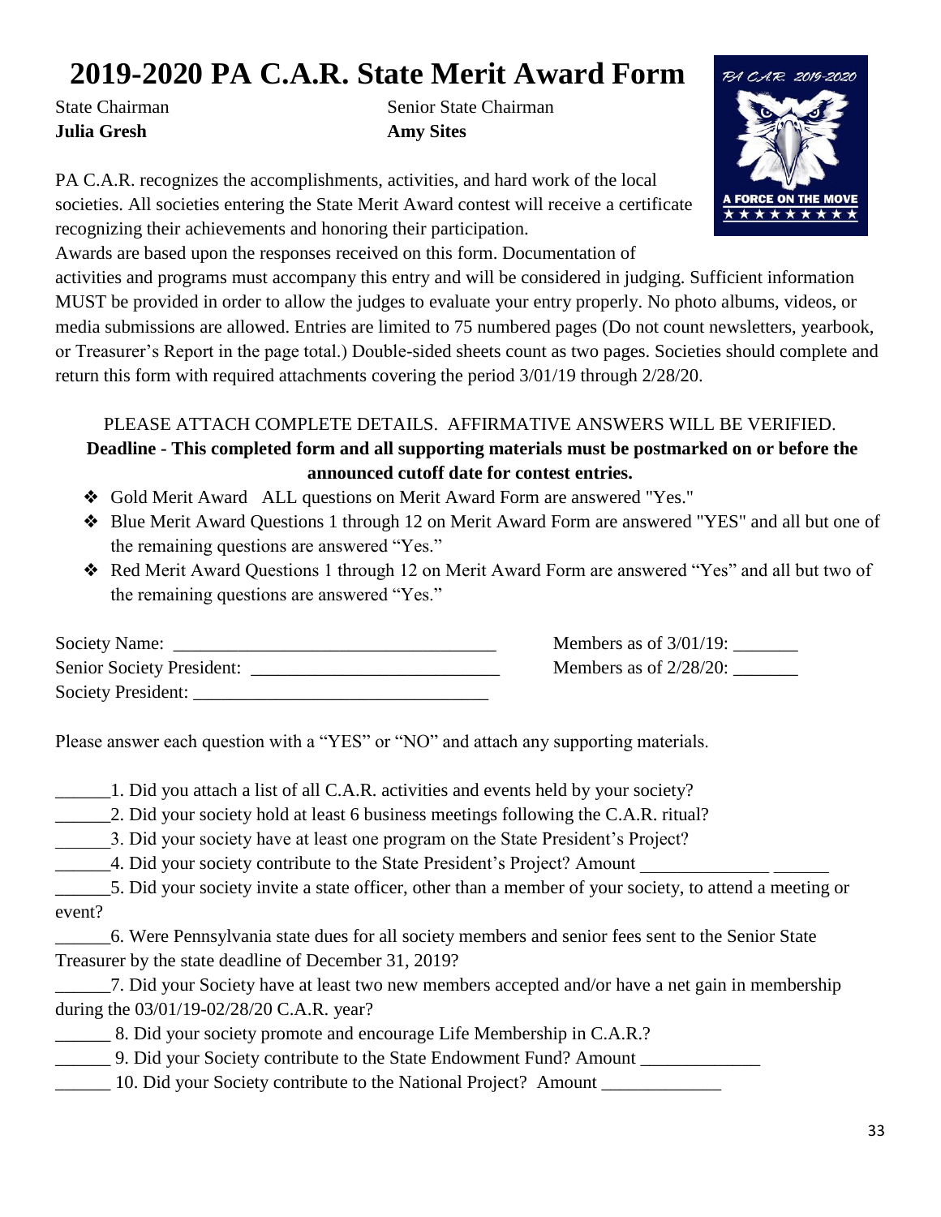# 2019-2020 PA C.A.R. State Merit Award Form

State Chairman
**Julia Gresh**

Senior State Chairman
**Amy Sites**

PA C.A.R. recognizes the accomplishments, activities, and hard work of the local societies. All societies entering the State Merit Award contest will receive a certificate recognizing their achievements and honoring their participation.

Awards are based upon the responses received on this form. Documentation of activities and programs must accompany this entry and will be considered in judging. Sufficient information MUST be provided in order to allow the judges to evaluate your entry properly. No photo albums, videos, or media submissions are allowed. Entries are limited to 75 numbered pages (Do not count newsletters, yearbook, or Treasurer's Report in the page total.) Double-sided sheets count as two pages. Societies should complete and return this form with required attachments covering the period 3/01/19 through 2/28/20.

PLEASE ATTACH COMPLETE DETAILS. AFFIRMATIVE ANSWERS WILL BE VERIFIED.

**Deadline - This completed form and all supporting materials must be postmarked on or before the announced cutoff date for contest entries.**

- Gold Merit Award ALL questions on Merit Award Form are answered "Yes."
- Blue Merit Award Questions 1 through 12 on Merit Award Form are answered "YES" and all but one of the remaining questions are answered "Yes."
- Red Merit Award Questions 1 through 12 on Merit Award Form are answered "Yes" and all but two of the remaining questions are answered "Yes."

Society Name: ___________________________________ Members as of 3/01/19: _______

Senior Society President: ___________________________ Members as of 2/28/20: _______

Society President: ________________________________

Please answer each question with a "YES" or "NO" and attach any supporting materials.

______1. Did you attach a list of all C.A.R. activities and events held by your society?

______2. Did your society hold at least 6 business meetings following the C.A.R. ritual?

______3. Did your society have at least one program on the State President's Project?

______4. Did your society contribute to the State President's Project? Amount ______________ ______

______5. Did your society invite a state officer, other than a member of your society, to attend a meeting or event?

______6. Were Pennsylvania state dues for all society members and senior fees sent to the Senior State Treasurer by the state deadline of December 31, 2019?

______7. Did your Society have at least two new members accepted and/or have a net gain in membership during the 03/01/19-02/28/20 C.A.R. year?

______ 8. Did your society promote and encourage Life Membership in C.A.R.?

______ 9. Did your Society contribute to the State Endowment Fund? Amount _____________

______ 10. Did your Society contribute to the National Project? Amount _____________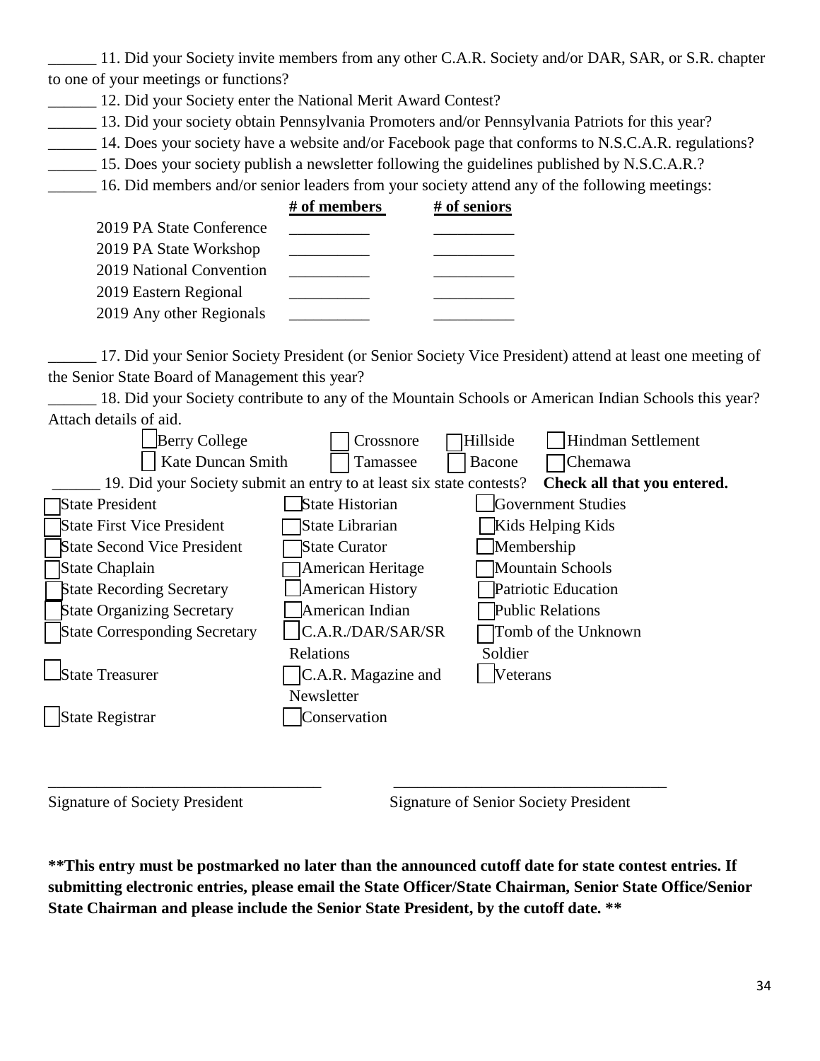______ 11. Did your Society invite members from any other C.A.R. Society and/or DAR, SAR, or S.R. chapter to one of your meetings or functions?

______ 12. Did your Society enter the National Merit Award Contest?

______ 13. Did your society obtain Pennsylvania Promoters and/or Pennsylvania Patriots for this year?

______ 14. Does your society have a website and/or Facebook page that conforms to N.S.C.A.R. regulations?

______ 15. Does your society publish a newsletter following the guidelines published by N.S.C.A.R.?

______ 16. Did members and/or senior leaders from your society attend any of the following meetings:

| | # of members | # of seniors |
|---|---|---|
| 2019 PA State Conference | __________ | __________ |
| 2019 PA State Workshop | __________ | __________ |
| 2019 National Convention | __________ | __________ |
| 2019 Eastern Regional | __________ | __________ |
| 2019 Any other Regionals | __________ | __________ |

______ 17. Did your Senior Society President (or Senior Society Vice President) attend at least one meeting of the Senior State Board of Management this year?

______ 18. Did your Society contribute to any of the Mountain Schools or American Indian Schools this year? Attach details of aid.

- [ ] Berry College
- [ ] Crossnore
- [ ] Hillside
- [ ] Hindman Settlement
- [ ] Kate Duncan Smith
- [ ] Tamassee
- [ ] Bacone
- [ ] Chemawa

______ 19. Did your Society submit an entry to at least six state contests? **Check all that you entered.**

- [ ] State President
- [ ] State First Vice President
- [ ] State Second Vice President
- [ ] State Chaplain
- [ ] State Recording Secretary
- [ ] State Organizing Secretary
- [ ] State Corresponding Secretary
- [ ] State Treasurer
- [ ] State Registrar
- [ ] State Historian
- [ ] State Librarian
- [ ] State Curator
- [ ] American Heritage
- [ ] American History
- [ ] American Indian
- [ ] C.A.R./DAR/SAR/SR Relations
- [ ] C.A.R. Magazine and Newsletter
- [ ] Conservation
- [ ] Government Studies
- [ ] Kids Helping Kids
- [ ] Membership
- [ ] Mountain Schools
- [ ] Patriotic Education
- [ ] Public Relations
- [ ] Tomb of the Unknown Soldier
- [ ] Veterans

__________________________________ __________________________________

Signature of Society President Signature of Senior Society President

**\*\*This entry must be postmarked no later than the announced cutoff date for state contest entries. If submitting electronic entries, please email the State Officer/State Chairman, Senior State Office/Senior State Chairman and please include the Senior State President, by the cutoff date. \*\***